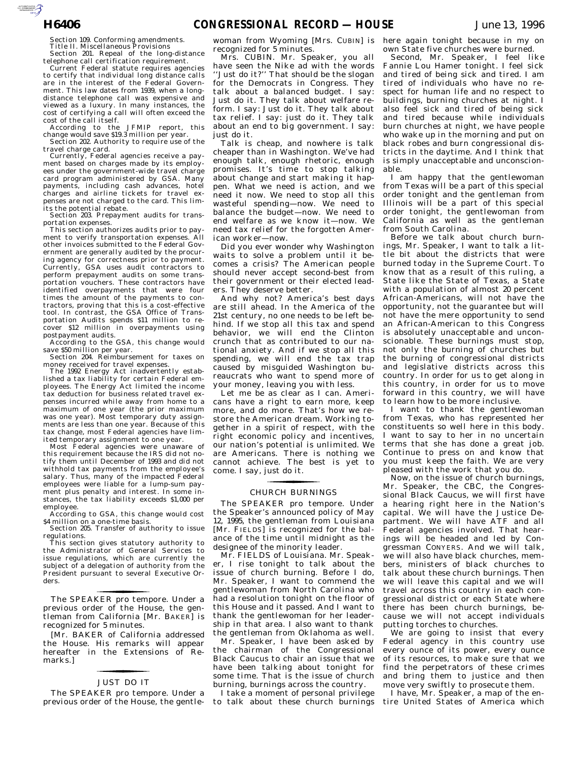Section 109. Conforming amendments.

Title II. Miscellaneous Provisions

Section 201. Repeal of the long-distance telephone call certification requirement.

Current Federal statute requires agencies to certify that individual long distance calls are in the interest of the Federal Government. This law dates from 1939, when a long-distance telephone call was expensive and viewed as a luxury. In many instances, the cost of certifying a call will often exceed the cost of the call itself.

According to the JFMIP report, this change would save $19.3 million per year.

Section 202. Authority to require use of the travel charge card.

Currently, Federal agencies receive a payment based on charges made by its employees under the government-wide travel charge card program administered by GSA. Many payments, including cash advances, hotel charges and airline tickets for travel expenses are not charged to the card. This limits the potential rebate.

Section 203. Prepayment audits for transportation expenses.

This section authorizes audits prior to payment to verify transportation expenses. All other invoices submitted to the Federal Government are generally audited by the procuring agency for correctness prior to payment. Currently, GSA uses audit contractors to perform prepayment audits on some transportation vouchers. These contractors have identified overpayments that were four times the amount of the payments to contractors, proving that this is a cost-effective tool. In contrast, the GSA Office of Transportation Audits spends $11 million to recover $12 million in overpayments using postpayment audits.

According to the GSA, this change would save $50 million per year.

Section 204. Reimbursement for taxes on money received for travel expenses.

The 1992 Energy Act inadvertently established a tax liability for certain Federal employees. The Energy Act limited the income tax deduction for business related travel expenses incurred while away from home to a maximum of one year (the prior maximum was one year). Most temporary duty assignments are less than one year. Because of this tax change, most Federal agencies have limited temporary assignment to one year.

Most Federal agencies were unaware of this requirement because the IRS did not notify them until December of 1993 and did not withhold tax payments from the employee's salary. Thus, many of the impacted Federal employees were liable for a lump-sum payment plus penalty and interest. In some instances, the tax liability exceeds $1,000 per employee.

According to GSA, this change would cost $4 million on a one-time basis.

Section 205. Transfer of authority to issue regulations.

This section gives statutory authority to the Administrator of General Services to issue regulations, which are currently the subject of a delegation of authority from the President pursuant to several Executive Orders.

---

The SPEAKER pro tempore. Under a previous order of the House, the gentleman from California [Mr. BAKER] is recognized for 5 minutes.

[Mr. BAKER of California addressed the House. His remarks will appear hereafter in the Extensions of Remarks.]

---

## JUST DO IT

The SPEAKER pro tempore. Under a previous order of the House, the gentlewoman from Wyoming [Mrs. CUBIN] is recognized for 5 minutes.

Mrs. CUBIN. Mr. Speaker, you all have seen the Nike ad with the words ''Just do it?'' That should be the slogan for the Democrats in Congress. They talk about a balanced budget. I say: Just do it. They talk about welfare reform. I say: Just do it. They talk about tax relief. I say: just do it. They talk about an end to big government. I say: just do it.

Talk is cheap, and nowhere is talk cheaper than in Washington. We've had enough talk, enough rhetoric, enough promises. It's time to stop talking about change and start making it happen. What we need is action, and we need it now. We need to stop all this wasteful spending—now. We need to balance the budget—now. We need to end welfare as we know it—now. We need tax relief for the forgotten American worker—now.

Did you ever wonder why Washington waits to solve a problem until it becomes a crisis? The American people should never accept second-best from their government or their elected leaders. They deserve better.

And why not? America's best days are still ahead. In the America of the 21st century, no one needs to be left behind. If we stop all this tax and spend behavior, we will end the Clinton crunch that as contributed to our national anxiety. And if we stop all this spending, we will end the tax trap caused by misguided Washington bureaucrats who want to spend more of your money, leaving you with less.

Let me be as clear as I can. Americans have a right to earn more, keep more, and do more. That's how we restore the American dream. Working together in a spirit of respect, with the right economic policy and incentives, our nation's potential is unlimited. We are Americans. There is nothing we cannot achieve. The best is yet to come. I say, just do it.

---

## CHURCH BURNINGS

The SPEAKER pro tempore. Under the Speaker's announced policy of May 12, 1995, the gentleman from Louisiana [Mr. FIELDS] is recognized for the balance of the time until midnight as the designee of the minority leader.

Mr. FIELDS of Louisiana. Mr. Speaker, I rise tonight to talk about the issue of church burning. Before I do, Mr. Speaker, I want to commend the gentlewoman from North Carolina who had a resolution tonight on the floor of this House and it passed. And I want to thank the gentlewoman for her leadership in that area. I also want to thank the gentleman from Oklahoma as well.

Mr. Speaker, I have been asked by the chairman of the Congressional Black Caucus to chair an issue that we have been talking about tonight for some time. That is the issue of church burning, burnings across the country.

I take a moment of personal privilege to talk about these church burnings here again tonight because in my on own State five churches were burned.

Second, Mr. Speaker, I feel like Fannie Lou Hamer tonight. I feel sick and tired of being sick and tired. I am tired of individuals who have no respect for human life and no respect to buildings, burning churches at night. I also feel sick and tired of being sick and tired because while individuals burn churches at night, we have people who wake up in the morning and put on black robes and burn congressional districts in the daytime. And I think that is simply unacceptable and unconscionable.

I am happy that the gentlewoman from Texas will be a part of this special order tonight and the gentleman from Illinois will be a part of this special order tonight, the gentlewoman from California as well as the gentleman from South Carolina.

Before we talk about church burnings, Mr. Speaker, I want to talk a little bit about the districts that were burned today in the Supreme Court. To know that as a result of this ruling, a State like the State of Texas, a State with a population of almost 20 percent African-Americans, will not have the opportunity, not the guarantee but will not have the mere opportunity to send an African-American to this Congress is absolutely unacceptable and unconscionable. These burnings must stop, not only the burning of churches but the burning of congressional districts and legislative districts across this country. In order for us to get along in this country, in order for us to move forward in this country, we will have to learn how to be more inclusive.

I want to thank the gentlewoman from Texas, who has represented her constituents so well here in this body. I want to say to her in no uncertain terms that she has done a great job. Continue to press on and know that you must keep the faith. We are very pleased with the work that you do.

Now, on the issue of church burnings, Mr. Speaker, the CBC, the Congressional Black Caucus, we will first have a hearing right here in the Nation's capital. We will have the Justice Department. We will have ATF and all Federal agencies involved. That hearings will be headed and led by Congressman CONYERS. And we will talk, we will also have black churches, members, ministers of black churches to talk about these church burnings. Then we will leave this capital and we will travel across this country in each congressional district or each State where there has been church burnings, because we will not accept individuals putting torches to churches.

We are going to insist that every Federal agency in this country use every ounce of its power, every ounce of its resources, to make sure that we find the perpetrators of these crimes and bring them to justice and then move very swiftly to prosecute them.

I have, Mr. Speaker, a map of the entire United States of America which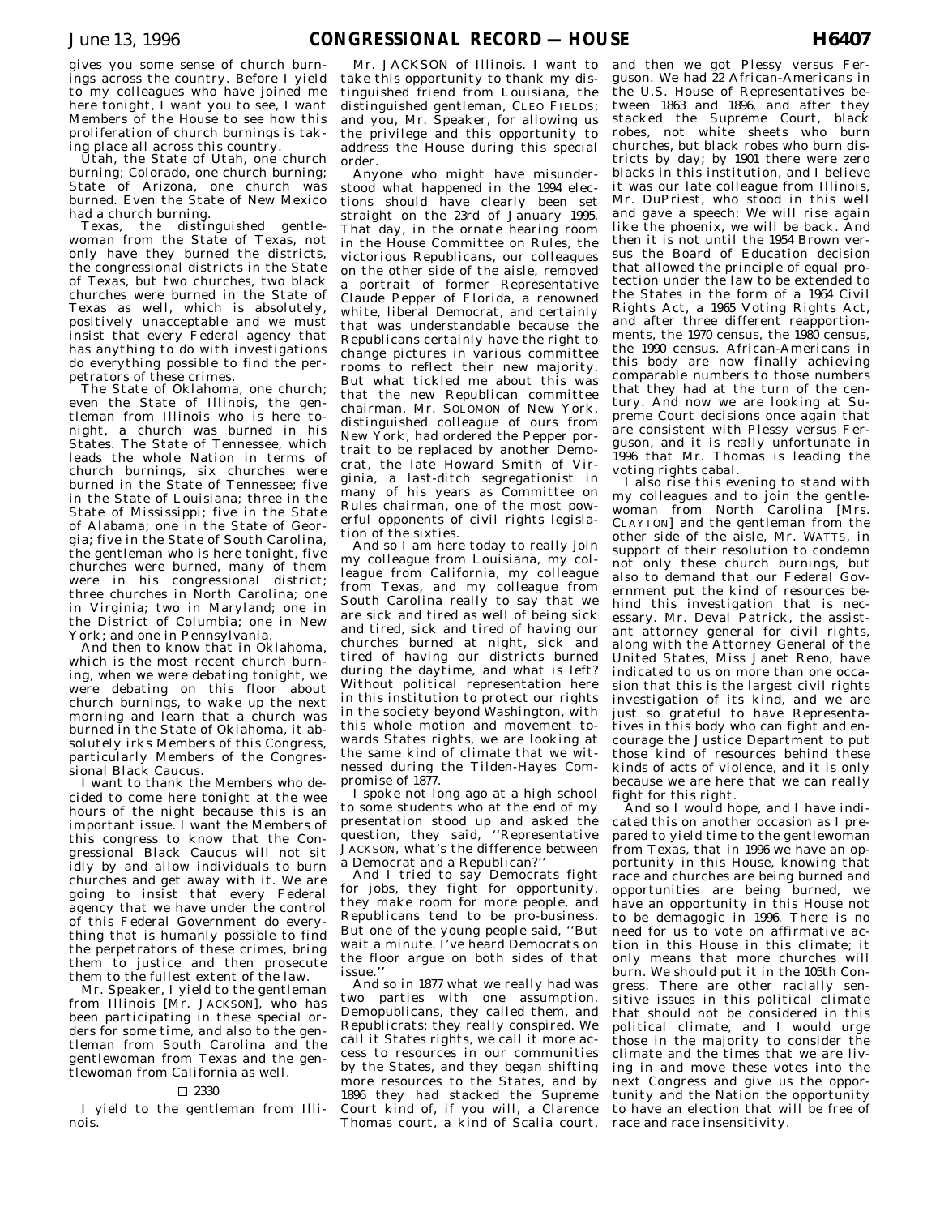gives you some sense of church burnings across the country. Before I yield to my colleagues who have joined me here tonight, I want you to see, I want Members of the House to see how this proliferation of church burnings is taking place all across this country.

Utah, the State of Utah, one church burning; Colorado, one church burning; State of Arizona, one church was burned. Even the State of New Mexico had a church burning.

Texas, the distinguished gentlewoman from the State of Texas, not only have they burned the districts, the congressional districts in the State of Texas, but two churches, two black churches were burned in the State of Texas as well, which is absolutely, positively unacceptable and we must insist that every Federal agency that has anything to do with investigations do everything possible to find the perpetrators of these crimes.

The State of Oklahoma, one church; even the State of Illinois, the gentleman from Illinois who is here tonight, a church was burned in his States. The State of Tennessee, which leads the whole Nation in terms of church burnings, six churches were burned in the State of Tennessee; five in the State of Louisiana; three in the State of Mississippi; five in the State of Alabama; one in the State of Georgia; five in the State of South Carolina, the gentleman who is here tonight, five churches were burned, many of them were in his congressional district; three churches in North Carolina; one in Virginia; two in Maryland; one in the District of Columbia; one in New York; and one in Pennsylvania.

And then to know that in Oklahoma, which is the most recent church burning, when we were debating tonight, we were debating on this floor about church burnings, to wake up the next morning and learn that a church was burned in the State of Oklahoma, it absolutely irks Members of this Congress, particularly Members of the Congressional Black Caucus.

I want to thank the Members who decided to come here tonight at the wee hours of the night because this is an important issue. I want the Members of this congress to know that the Congressional Black Caucus will not sit idly by and allow individuals to burn churches and get away with it. We are going to insist that every Federal agency that we have under the control of this Federal Government do everything that is humanly possible to find the perpetrators of these crimes, bring them to justice and then prosecute them to the fullest extent of the law.

Mr. Speaker, I yield to the gentleman from Illinois [Mr. JACKSON], who has been participating in these special orders for some time, and also to the gentleman from South Carolina and the gentlewoman from Texas and the gentlewoman from California as well.

□ 2330

I yield to the gentleman from Illinois.

Mr. JACKSON of Illinois. I want to take this opportunity to thank my distinguished friend from Louisiana, the distinguished gentleman, CLEO FIELDS; and you, Mr. Speaker, for allowing us the privilege and this opportunity to address the House during this special order.

Anyone who might have misunderstood what happened in the 1994 elections should have clearly been set straight on the 23rd of January 1995. That day, in the ornate hearing room in the House Committee on Rules, the victorious Republicans, our colleagues on the other side of the aisle, removed a portrait of former Representative Claude Pepper of Florida, a renowned white, liberal Democrat, and certainly that was understandable because the Republicans certainly have the right to change pictures in various committee rooms to reflect their new majority. But what tickled me about this was that the new Republican committee chairman, Mr. SOLOMON of New York, distinguished colleague of ours from New York, had ordered the Pepper portrait to be replaced by another Democrat, the late Howard Smith of Virginia, a last-ditch segregationist in many of his years as Committee on Rules chairman, one of the most powerful opponents of civil rights legislation of the sixties.

And so I am here today to really join my colleague from Louisiana, my colleague from California, my colleague from Texas, and my colleague from South Carolina really to say that we are sick and tired as well of being sick and tired, sick and tired of having our churches burned at night, sick and tired of having our districts burned during the daytime, and what is left? Without political representation here in this institution to protect our rights in the society beyond Washington, with this whole motion and movement towards States rights, we are looking at the same kind of climate that we witnessed during the Tilden-Hayes Compromise of 1877.

I spoke not long ago at a high school to some students who at the end of my presentation stood up and asked the question, they said, ''Representative JACKSON, what's the difference between a Democrat and a Republican?''

And I tried to say Democrats fight for jobs, they fight for opportunity, they make room for more people, and Republicans tend to be pro-business. But one of the young people said, ''But wait a minute. I've heard Democrats on the floor argue on both sides of that issue.''

And so in 1877 what we really had was two parties with one assumption. Demopublicans, they called them, and Republicrats; they really conspired. We call it States rights, we call it more access to resources in our communities by the States, and they began shifting more resources to the States, and by 1896 they had stacked the Supreme Court kind of, if you will, a Clarence Thomas court, a kind of Scalia court, and then we got Plessy versus Ferguson. We had 22 African-Americans in the U.S. House of Representatives between 1863 and 1896, and after they stacked the Supreme Court, black robes, not white sheets who burn churches, but black robes who burn districts by day; by 1901 there were zero blacks in this institution, and I believe it was our late colleague from Illinois, Mr. DuPriest, who stood in this well and gave a speech: We will rise again like the phoenix, we will be back. And then it is not until the 1954 Brown versus the Board of Education decision that allowed the principle of equal protection under the law to be extended to the States in the form of a 1964 Civil Rights Act, a 1965 Voting Rights Act, and after three different reapportionments, the 1970 census, the 1980 census, the 1990 census. African-Americans in this body are now finally achieving comparable numbers to those numbers that they had at the turn of the century. And now we are looking at Supreme Court decisions once again that are consistent with Plessy versus Ferguson, and it is really unfortunate in 1996 that Mr. Thomas is leading the voting rights cabal.

I also rise this evening to stand with my colleagues and to join the gentlewoman from North Carolina [Mrs. CLAYTON] and the gentleman from the other side of the aisle, Mr. WATTS, in support of their resolution to condemn not only these church burnings, but also to demand that our Federal Government put the kind of resources behind this investigation that is necessary. Mr. Deval Patrick, the assistant attorney general for civil rights, along with the Attorney General of the United States, Miss Janet Reno, have indicated to us on more than one occasion that this is the largest civil rights investigation of its kind, and we are just so grateful to have Representatives in this body who can fight and encourage the Justice Department to put those kind of resources behind these kinds of acts of violence, and it is only because we are here that we can really fight for this right.

And so I would hope, and I have indicated this on another occasion as I prepared to yield time to the gentlewoman from Texas, that in 1996 we have an opportunity in this House, knowing that race and churches are being burned and opportunities are being burned, we have an opportunity in this House not to be demagogic in 1996. There is no need for us to vote on affirmative action in this House in this climate; it only means that more churches will burn. We should put it in the 105th Congress. There are other racially sensitive issues in this political climate that should not be considered in this political climate, and I would urge those in the majority to consider the climate and the times that we are living in and move these votes into the next Congress and give us the opportunity and the Nation the opportunity to have an election that will be free of race and race insensitivity.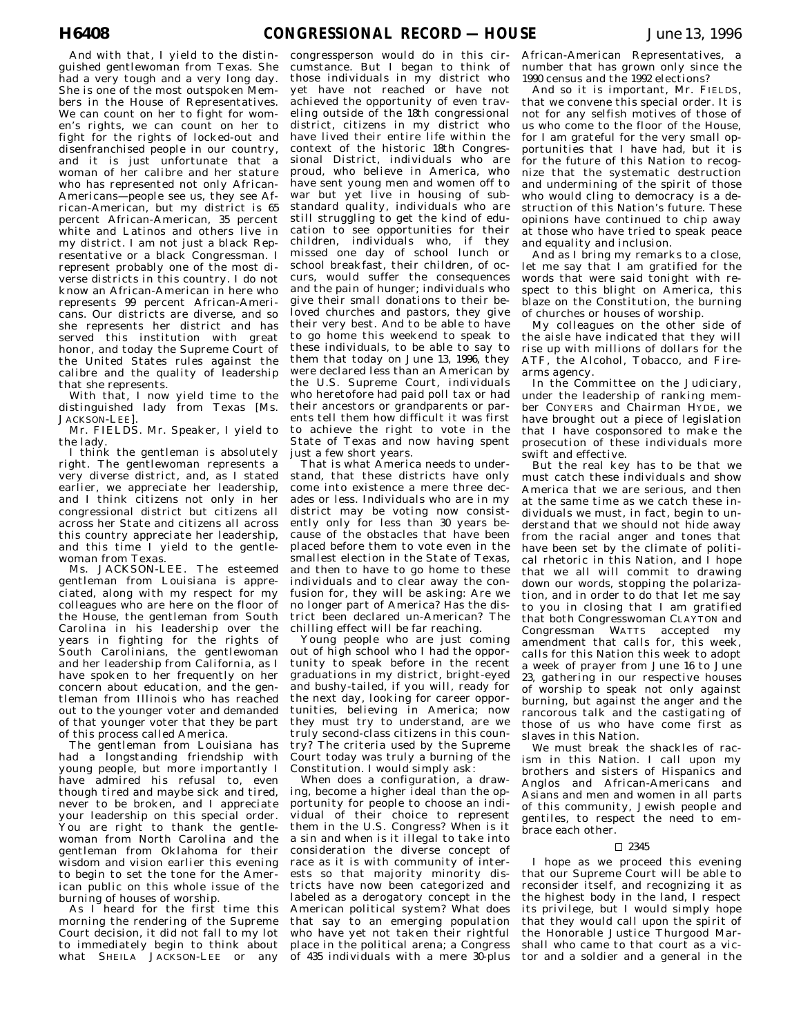And with that, I yield to the distinguished gentlewoman from Texas. She had a very tough and a very long day. She is one of the most outspoken Members in the House of Representatives. We can count on her to fight for women's rights, we can count on her to fight for the rights of locked-out and disenfranchised people in our country, and it is just unfortunate that a woman of her calibre and her stature who has represented not only African-Americans—people see us, they see African-American, but my district is 65 percent African-American, 35 percent white and Latinos and others live in my district. I am not just a black Representative or a black Congressman. I represent probably one of the most diverse districts in this country. I do not know an African-American in here who represents 99 percent African-Americans. Our districts are diverse, and so she represents her district and has served this institution with great honor, and today the Supreme Court of the United States rules against the calibre and the quality of leadership that she represents.

With that, I now yield time to the distinguished lady from Texas [Ms. JACKSON-LEE].

Mr. FIELDS. Mr. Speaker, I yield to the lady.

I think the gentleman is absolutely right. The gentlewoman represents a very diverse district, and, as I stated earlier, we appreciate her leadership, and I think citizens not only in her congressional district but citizens all across her State and citizens all across this country appreciate her leadership, and this time I yield to the gentlewoman from Texas.

Ms. JACKSON-LEE. The esteemed gentleman from Louisiana is appreciated, along with my respect for my colleagues who are here on the floor of the House, the gentleman from South Carolina in his leadership over the years in fighting for the rights of South Carolinians, the gentlewoman and her leadership from California, as I have spoken to her frequently on her concern about education, and the gentleman from Illinois who has reached out to the younger voter and demanded of that younger voter that they be part of this process called America.

The gentleman from Louisiana has had a longstanding friendship with young people, but more importantly I have admired his refusal to, even though tired and maybe sick and tired, never to be broken, and I appreciate your leadership on this special order. You are right to thank the gentlewoman from North Carolina and the gentleman from Oklahoma for their wisdom and vision earlier this evening to begin to set the tone for the American public on this whole issue of the burning of houses of worship.

As I heard for the first time this morning the rendering of the Supreme Court decision, it did not fall to my lot to immediately begin to think about what SHEILA JACKSON-LEE or any congressperson would do in this circumstance. But I began to think of those individuals in my district who yet have not reached or have not achieved the opportunity of even traveling outside of the 18th congressional district, citizens in my district who have lived their entire life within the context of the historic 18th Congressional District, individuals who are proud, who believe in America, who have sent young men and women off to war but yet live in housing of substandard quality, individuals who are still struggling to get the kind of education to see opportunities for their children, individuals who, if they missed one day of school lunch or school breakfast, their children, of occurs, would suffer the consequences and the pain of hunger; individuals who give their small donations to their beloved churches and pastors, they give their very best. And to be able to have to go home this weekend to speak to these individuals, to be able to say to them that today on June 13, 1996, they were declared less than an American by the U.S. Supreme Court, individuals who heretofore had paid poll tax or had their ancestors or grandparents or parents tell them how difficult it was first to achieve the right to vote in the State of Texas and now having spent just a few short years.

That is what America needs to understand, that these districts have only come into existence a mere three decades or less. Individuals who are in my district may be voting now consistently only for less than 30 years because of the obstacles that have been placed before them to vote even in the smallest election in the State of Texas, and then to have to go home to these individuals and to clear away the confusion for, they will be asking: Are we no longer part of America? Has the district been declared un-American? The chilling effect will be far reaching.

Young people who are just coming out of high school who I had the opportunity to speak before in the recent graduations in my district, bright-eyed and bushy-tailed, if you will, ready for the next day, looking for career opportunities, believing in America; now they must try to understand, are we truly second-class citizens in this country? The criteria used by the Supreme Court today was truly a burning of the Constitution. I would simply ask:

When does a configuration, a drawing, become a higher ideal than the opportunity for people to choose an individual of their choice to represent them in the U.S. Congress? When is it a sin and when is it illegal to take into consideration the diverse concept of race as it is with community of interests so that majority minority districts have now been categorized and labeled as a derogatory concept in the American political system? What does that say to an emerging population who have yet not taken their rightful place in the political arena; a Congress of 435 individuals with a mere 30-plus African-American Representatives, a number that has grown only since the 1990 census and the 1992 elections?

And so it is important, Mr. FIELDS, that we convene this special order. It is not for any selfish motives of those of us who come to the floor of the House, for I am grateful for the very small opportunities that I have had, but it is for the future of this Nation to recognize that the systematic destruction and undermining of the spirit of those who would cling to democracy is a destruction of this Nation's future. These opinions have continued to chip away at those who have tried to speak peace and equality and inclusion.

And as I bring my remarks to a close, let me say that I am gratified for the words that were said tonight with respect to this blight on America, this blaze on the Constitution, the burning of churches or houses of worship.

My colleagues on the other side of the aisle have indicated that they will rise up with millions of dollars for the ATF, the Alcohol, Tobacco, and Firearms agency.

In the Committee on the Judiciary, under the leadership of ranking member CONYERS and Chairman HYDE, we have brought out a piece of legislation that I have cosponsored to make the prosecution of these individuals more swift and effective.

But the real key has to be that we must catch these individuals and show America that we are serious, and then at the same time as we catch these individuals we must, in fact, begin to understand that we should not hide away from the racial anger and tones that have been set by the climate of political rhetoric in this Nation, and I hope that we all will commit to drawing down our words, stopping the polarization, and in order to do that let me say to you in closing that I am gratified that both Congresswoman CLAYTON and Congressman WATTS accepted my amendment that calls for, this week, calls for this Nation this week to adopt a week of prayer from June 16 to June 23, gathering in our respective houses of worship to speak not only against burning, but against the anger and the rancorous talk and the castigating of those of us who have come first as slaves in this Nation.

We must break the shackles of racism in this Nation. I call upon my brothers and sisters of Hispanics and Anglos and African-Americans and Asians and men and women in all parts of this community, Jewish people and gentiles, to respect the need to embrace each other.

□ 2345

I hope as we proceed this evening that our Supreme Court will be able to reconsider itself, and recognizing it as the highest body in the land, I respect its privilege, but I would simply hope that they would call upon the spirit of the Honorable Justice Thurgood Marshall who came to that court as a victor and a soldier and a general in the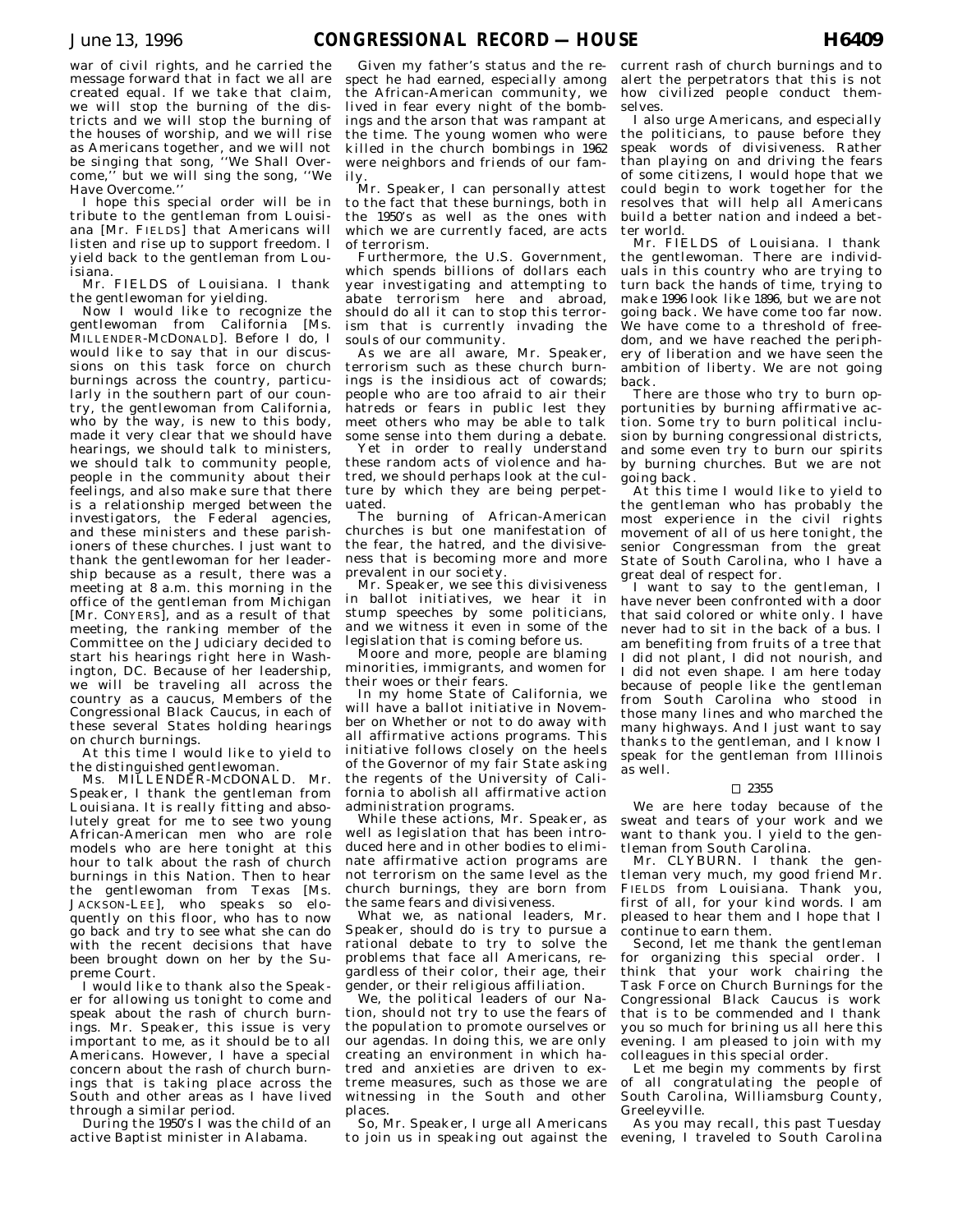war of civil rights, and he carried the message forward that in fact we all are created equal. If we take that claim, we will stop the burning of the districts and we will stop the burning of the houses of worship, and we will rise as Americans together, and we will not be singing that song, ''We Shall Overcome,'' but we will sing the song, ''We Have Overcome.''

I hope this special order will be in tribute to the gentleman from Louisiana [Mr. FIELDS] that Americans will listen and rise up to support freedom. I yield back to the gentleman from Louisiana.

Mr. FIELDS of Louisiana. I thank the gentlewoman for yielding.

Now I would like to recognize the gentlewoman from California [Ms. MILLENDER-MCDONALD]. Before I do, I would like to say that in our discussions on this task force on church burnings across the country, particularly in the southern part of our country, the gentlewoman from California, who by the way, is new to this body, made it very clear that we should have hearings, we should talk to ministers, we should talk to community people, people in the community about their feelings, and also make sure that there is a relationship merged between the investigators, the Federal agencies, and these ministers and these parishioners of these churches. I just want to thank the gentlewoman for her leadership because as a result, there was a meeting at 8 a.m. this morning in the office of the gentleman from Michigan [Mr. CONYERS], and as a result of that meeting, the ranking member of the Committee on the Judiciary decided to start his hearings right here in Washington, DC. Because of her leadership, we will be traveling all across the country as a caucus, Members of the Congressional Black Caucus, in each of these several States holding hearings on church burnings.

At this time I would like to yield to the distinguished gentlewoman.

Ms. MILLENDER-MCDONALD. Mr. Speaker, I thank the gentleman from Louisiana. It is really fitting and absolutely great for me to see two young African-American men who are role models who are here tonight at this hour to talk about the rash of church burnings in this Nation. Then to hear the gentlewoman from Texas [Ms. JACKSON-LEE], who speaks so eloquently on this floor, who has to now go back and try to see what she can do with the recent decisions that have been brought down on her by the Supreme Court.

I would like to thank also the Speaker for allowing us tonight to come and speak about the rash of church burnings. Mr. Speaker, this issue is very important to me, as it should be to all Americans. However, I have a special concern about the rash of church burnings that is taking place across the South and other areas as I have lived through a similar period.

During the 1950's I was the child of an active Baptist minister in Alabama.

Given my father's status and the respect he had earned, especially among the African-American community, we lived in fear every night of the bombings and the arson that was rampant at the time. The young women who were killed in the church bombings in 1962 were neighbors and friends of our family.

Mr. Speaker, I can personally attest to the fact that these burnings, both in the 1950's as well as the ones with which we are currently faced, are acts of terrorism.

Furthermore, the U.S. Government, which spends billions of dollars each year investigating and attempting to abate terrorism here and abroad, should do all it can to stop this terrorism that is currently invading the souls of our community.

As we are all aware, Mr. Speaker, terrorism such as these church burnings is the insidious act of cowards; people who are too afraid to air their hatreds or fears in public lest they meet others who may be able to talk some sense into them during a debate.

Yet in order to really understand these random acts of violence and hatred, we should perhaps look at the culture by which they are being perpetuated.

The burning of African-American churches is but one manifestation of the fear, the hatred, and the divisiveness that is becoming more and more prevalent in our society.

Mr. Speaker, we see this divisiveness in ballot initiatives, we hear it in stump speeches by some politicians, and we witness it even in some of the legislation that is coming before us.

Moore and more, people are blaming minorities, immigrants, and women for their woes or their fears.

In my home State of California, we will have a ballot initiative in November on Whether or not to do away with all affirmative actions programs. This initiative follows closely on the heels of the Governor of my fair State asking the regents of the University of California to abolish all affirmative action administration programs.

While these actions, Mr. Speaker, as well as legislation that has been introduced here and in other bodies to eliminate affirmative action programs are not terrorism on the same level as the church burnings, they are born from the same fears and divisiveness.

What we, as national leaders, Mr. Speaker, should do is try to pursue a rational debate to try to solve the problems that face all Americans, regardless of their color, their age, their gender, or their religious affiliation.

We, the political leaders of our Nation, should not try to use the fears of the population to promote ourselves or our agendas. In doing this, we are only creating an environment in which hatred and anxieties are driven to extreme measures, such as those we are witnessing in the South and other places.

So, Mr. Speaker, I urge all Americans to join us in speaking out against the current rash of church burnings and to alert the perpetrators that this is not how civilized people conduct themselves.

I also urge Americans, and especially the politicians, to pause before they speak words of divisiveness. Rather than playing on and driving the fears of some citizens, I would hope that we could begin to work together for the resolves that will help all Americans build a better nation and indeed a better world.

Mr. FIELDS of Louisiana. I thank the gentlewoman. There are individuals in this country who are trying to turn back the hands of time, trying to make 1996 look like 1896, but we are not going back. We have come too far now. We have come to a threshold of freedom, and we have reached the periphery of liberation and we have seen the ambition of liberty. We are not going back.

There are those who try to burn opportunities by burning affirmative action. Some try to burn political inclusion by burning congressional districts, and some even try to burn our spirits by burning churches. But we are not going back.

At this time I would like to yield to the gentleman who has probably the most experience in the civil rights movement of all of us here tonight, the senior Congressman from the great State of South Carolina, who I have a great deal of respect for.

I want to say to the gentleman, I have never been confronted with a door that said colored or white only. I have never had to sit in the back of a bus. I am benefiting from fruits of a tree that I did not plant, I did not nourish, and I did not even shape. I am here today because of people like the gentleman from South Carolina who stood in those many lines and who marched the many highways. And I just want to say thanks to the gentleman, and I know I speak for the gentleman from Illinois as well.

□ 2355

We are here today because of the sweat and tears of your work and we want to thank you. I yield to the gentleman from South Carolina.

Mr. CLYBURN. I thank the gentleman very much, my good friend Mr. FIELDS from Louisiana. Thank you, first of all, for your kind words. I am pleased to hear them and I hope that I continue to earn them.

Second, let me thank the gentleman for organizing this special order. I think that your work chairing the Task Force on Church Burnings for the Congressional Black Caucus is work that is to be commended and I thank you so much for brining us all here this evening. I am pleased to join with my colleagues in this special order.

Let me begin my comments by first of all congratulating the people of South Carolina, Williamsburg County, Greeleyville.

As you may recall, this past Tuesday evening, I traveled to South Carolina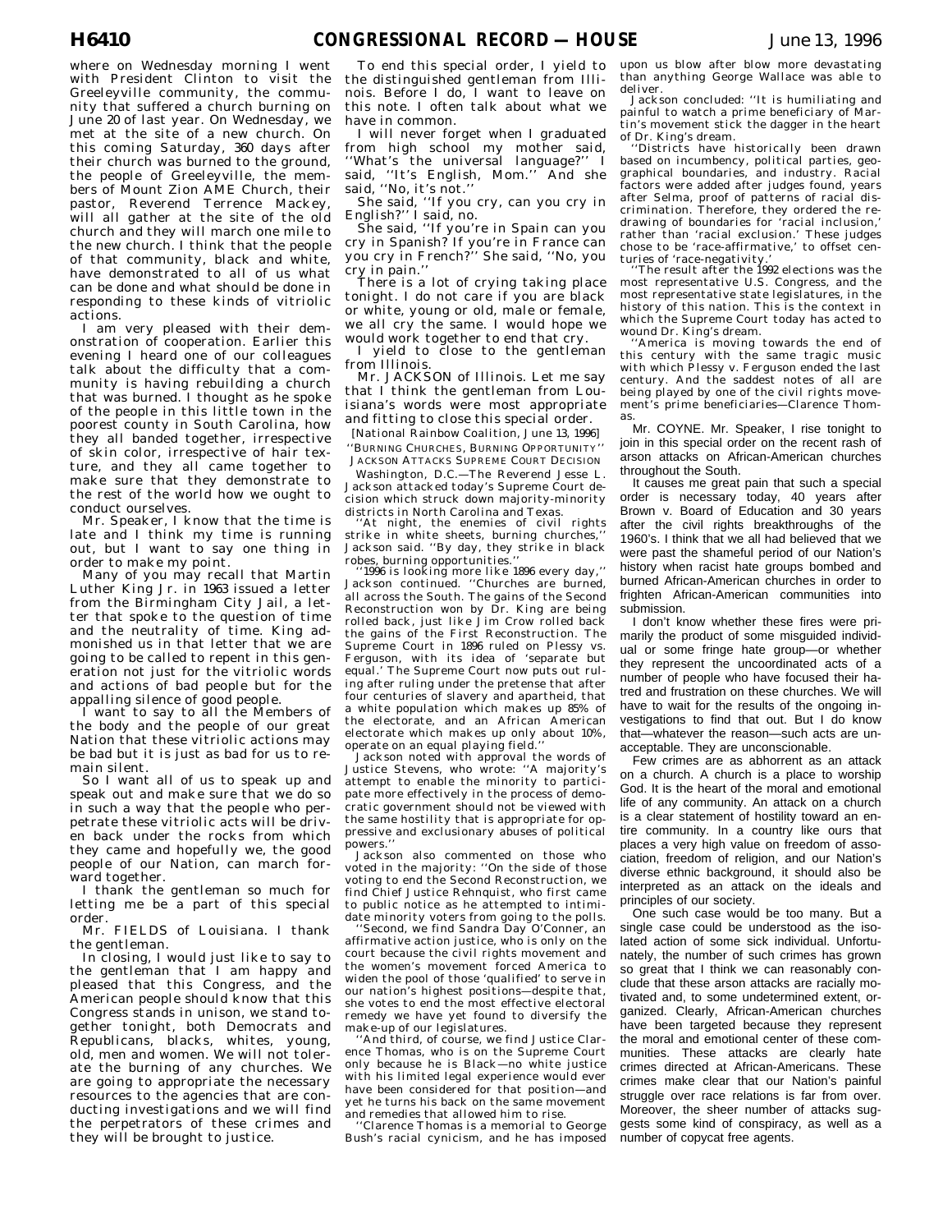where on Wednesday morning I went with President Clinton to visit the Greeleyville community, the community that suffered a church burning on June 20 of last year. On Wednesday, we met at the site of a new church. On this coming Saturday, 360 days after their church was burned to the ground, the people of Greeleyville, the members of Mount Zion AME Church, their pastor, Reverend Terrence Mackey, will all gather at the site of the old church and they will march one mile to the new church. I think that the people of that community, black and white, have demonstrated to all of us what can be done and what should be done in responding to these kinds of vitriolic actions.

I am very pleased with their demonstration of cooperation. Earlier this evening I heard one of our colleagues talk about the difficulty that a community is having rebuilding a church that was burned. I thought as he spoke of the people in this little town in the poorest county in South Carolina, how they all banded together, irrespective of skin color, irrespective of hair texture, and they all came together to make sure that they demonstrate to the rest of the world how we ought to conduct ourselves.

Mr. Speaker, I know that the time is late and I think my time is running out, but I want to say one thing in order to make my point.

Many of you may recall that Martin Luther King Jr. in 1963 issued a letter from the Birmingham City Jail, a letter that spoke to the question of time and the neutrality of time. King admonished us in that letter that we are going to be called to repent in this generation not just for the vitriolic words and actions of bad people but for the appalling silence of good people.

I want to say to all the Members of the body and the people of our great Nation that these vitriolic actions may be bad but it is just as bad for us to remain silent.

So I want all of us to speak up and speak out and make sure that we do so in such a way that the people who perpetrate these vitriolic acts will be driven back under the rocks from which they came and hopefully we, the good people of our Nation, can march forward together.

I thank the gentleman so much for letting me be a part of this special order.

Mr. FIELDS of Louisiana. I thank the gentleman.

In closing, I would just like to say to the gentleman that I am happy and pleased that this Congress, and the American people should know that this Congress stands in unison, we stand together tonight, both Democrats and Republicans, blacks, whites, young, old, men and women. We will not tolerate the burning of any churches. We are going to appropriate the necessary resources to the agencies that are conducting investigations and we will find the perpetrators of these crimes and they will be brought to justice.

To end this special order, I yield to the distinguished gentleman from Illinois. Before I do, I want to leave on this note. I often talk about what we have in common.

I will never forget when I graduated from high school my mother said, ''What's the universal language?'' I said, ''It's English, Mom.'' And she said, ''No, it's not.''

She said, ''If you cry, can you cry in English?'' I said, no.

She said, ''If you're in Spain can you cry in Spanish? If you're in France can you cry in French?'' She said, ''No, you cry in pain.''

There is a lot of crying taking place tonight. I do not care if you are black or white, young or old, male or female, we all cry the same. I would hope we would work together to end that cry.

I yield to close to the gentleman from Illinois.

Mr. JACKSON of Illinois. Let me say that I think the gentleman from Louisiana's words were most appropriate and fitting to close this special order.

[National Rainbow Coalition, June 13, 1996]

''BURNING CHURCHES, BURNING OPPORTUNITY''

JACKSON ATTACKS SUPREME COURT DECISION

Washington, D.C.—The Reverend Jesse L. Jackson attacked today's Supreme Court decision which struck down majority-minority districts in North Carolina and Texas.

''At night, the enemies of civil rights strike in white sheets, burning churches,'' Jackson said. ''By day, they strike in black robes, burning opportunities.''

''1996 is looking more like 1896 every day,'' Jackson continued. ''Churches are burned, all across the South. The gains of the Second Reconstruction won by Dr. King are being rolled back, just like Jim Crow rolled back the gains of the First Reconstruction. The Supreme Court in 1896 ruled on Plessy vs. Ferguson, with its idea of 'separate but equal.' The Supreme Court now puts out ruling after ruling under the pretense that after four centuries of slavery and apartheid, that a white population which makes up 85% of the electorate, and an African American electorate which makes up only about 10%, operate on an equal playing field.''

Jackson noted with approval the words of Justice Stevens, who wrote: ''A majority's attempt to enable the minority to participate more effectively in the process of democratic government should not be viewed with the same hostility that is appropriate for oppressive and exclusionary abuses of political powers.''

Jackson also commented on those who voted in the majority: ''On the side of those voting to end the Second Reconstruction, we find Chief Justice Rehnquist, who first came to public notice as he attempted to intimidate minority voters from going to the polls.

''Second, we find Sandra Day O'Conner, an affirmative action justice, who is only on the court because the civil rights movement and the women's movement forced America to widen the pool of those 'qualified' to serve in our nation's highest positions—despite that, she votes to end the most effective electoral remedy we have yet found to diversify the make-up of our legislatures.

''And third, of course, we find Justice Clarence Thomas, who is on the Supreme Court only because he is Black—no white justice with his limited legal experience would ever have been considered for that position—and yet he turns his back on the same movement and remedies that allowed him to rise.

''Clarence Thomas is a memorial to George Bush's racial cynicism, and he has imposed upon us blow after blow more devastating than anything George Wallace was able to deliver.

Jackson concluded: ''It is humiliating and painful to watch a prime beneficiary of Martin's movement stick the dagger in the heart of Dr. King's dream.

''Districts have historically been drawn based on incumbency, political parties, geographical boundaries, and industry. Racial factors were added after judges found, years after Selma, proof of patterns of racial discrimination. Therefore, they ordered the redrawing of boundaries for 'racial inclusion,' rather than 'racial exclusion.' These judges chose to be 'race-affirmative,' to offset centuries of 'race-negativity.'

''The result after the 1992 elections was the most representative U.S. Congress, and the most representative state legislatures, in the history of this nation. This is the context in which the Supreme Court today has acted to wound Dr. King's dream.

''America is moving towards the end of this century with the same tragic music with which Plessy v. Ferguson ended the last century. And the saddest notes of all are being played by one of the civil rights movement's prime beneficiaries—Clarence Thomas.

Mr. COYNE. Mr. Speaker, I rise tonight to join in this special order on the recent rash of arson attacks on African-American churches throughout the South.

It causes me great pain that such a special order is necessary today, 40 years after Brown v. Board of Education and 30 years after the civil rights breakthroughs of the 1960's. I think that we all had believed that we were past the shameful period of our Nation's history when racist hate groups bombed and burned African-American churches in order to frighten African-American communities into submission.

I don't know whether these fires were primarily the product of some misguided individual or some fringe hate group—or whether they represent the uncoordinated acts of a number of people who have focused their hatred and frustration on these churches. We will have to wait for the results of the ongoing investigations to find that out. But I do know that—whatever the reason—such acts are unacceptable. They are unconscionable.

Few crimes are as abhorrent as an attack on a church. A church is a place to worship God. It is the heart of the moral and emotional life of any community. An attack on a church is a clear statement of hostility toward an entire community. In a country like ours that places a very high value on freedom of association, freedom of religion, and our Nation's diverse ethnic background, it should also be interpreted as an attack on the ideals and principles of our society.

One such case would be too many. But a single case could be understood as the isolated action of some sick individual. Unfortunately, the number of such crimes has grown so great that I think we can reasonably conclude that these arson attacks are racially motivated and, to some undetermined extent, organized. Clearly, African-American churches have been targeted because they represent the moral and emotional center of these communities. These attacks are clearly hate crimes directed at African-Americans. These crimes make clear that our Nation's painful struggle over race relations is far from over. Moreover, the sheer number of attacks suggests some kind of conspiracy, as well as a number of copycat free agents.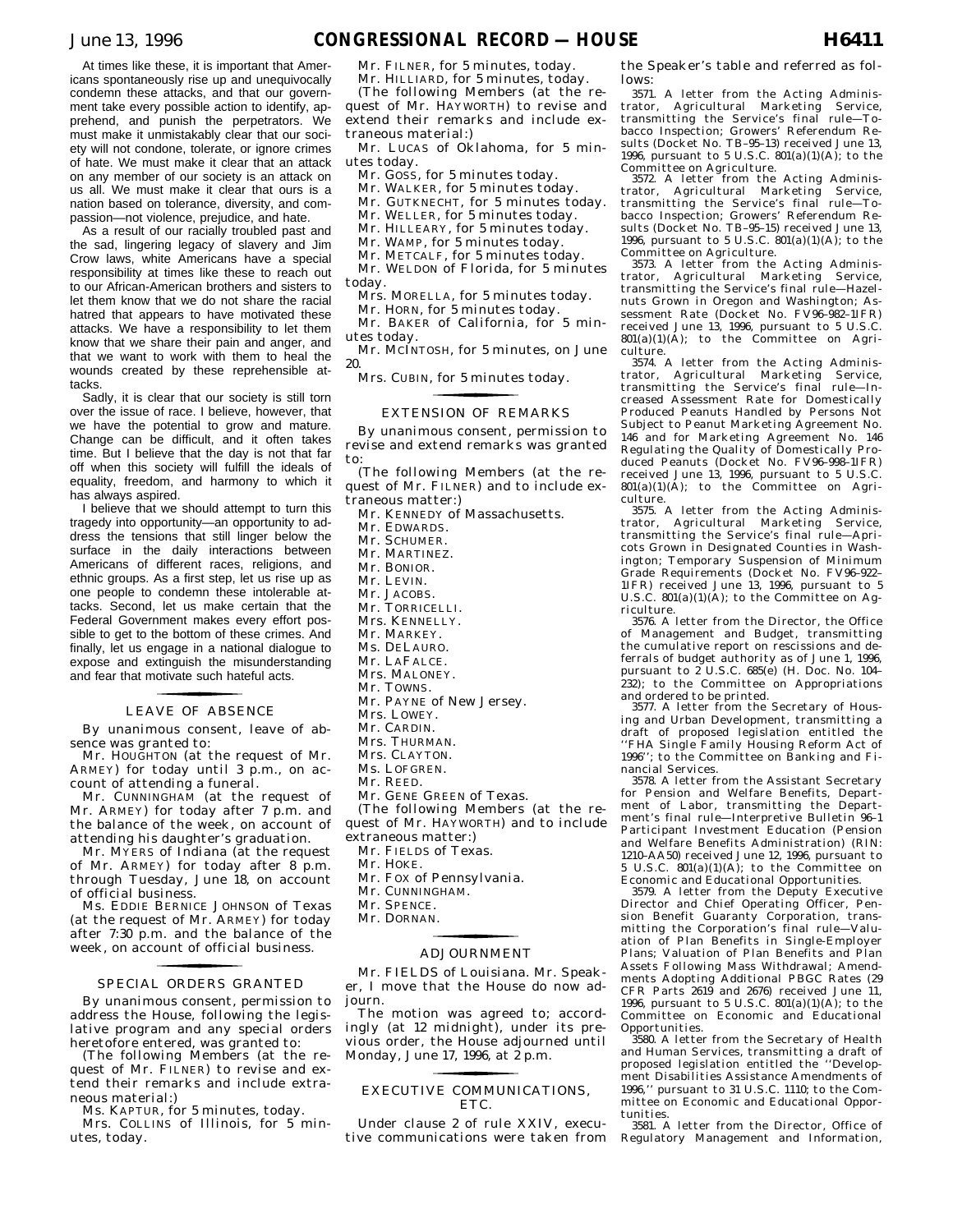At times like these, it is important that Americans spontaneously rise up and unequivocally condemn these attacks, and that our government take every possible action to identify, apprehend, and punish the perpetrators. We must make it unmistakably clear that our society will not condone, tolerate, or ignore crimes of hate. We must make it clear that an attack on any member of our society is an attack on us all. We must make it clear that ours is a nation based on tolerance, diversity, and compassion—not violence, prejudice, and hate.

As a result of our racially troubled past and the sad, lingering legacy of slavery and Jim Crow laws, white Americans have a special responsibility at times like these to reach out to our African-American brothers and sisters to let them know that we do not share the racial hatred that appears to have motivated these attacks. We have a responsibility to let them know that we share their pain and anger, and that we want to work with them to heal the wounds created by these reprehensible attacks.

Sadly, it is clear that our society is still torn over the issue of race. I believe, however, that we have the potential to grow and mature. Change can be difficult, and it often takes time. But I believe that the day is not that far off when this society will fulfill the ideals of equality, freedom, and harmony to which it has always aspired.

I believe that we should attempt to turn this tragedy into opportunity—an opportunity to address the tensions that still linger below the surface in the daily interactions between Americans of different races, religions, and ethnic groups. As a first step, let us rise up as one people to condemn these intolerable attacks. Second, let us make certain that the Federal Government makes every effort possible to get to the bottom of these crimes. And finally, let us engage in a national dialogue to expose and extinguish the misunderstanding and fear that motivate such hateful acts.

## LEAVE OF ABSENCE

By unanimous consent, leave of absence was granted to:

Mr. HOUGHTON (at the request of Mr. ARMEY) for today until 3 p.m., on account of attending a funeral.

Mr. CUNNINGHAM (at the request of Mr. ARMEY) for today after 7 p.m. and the balance of the week, on account of attending his daughter's graduation.

Mr. MYERS of Indiana (at the request of Mr. ARMEY) for today after 8 p.m. through Tuesday, June 18, on account of official business.

Ms. EDDIE BERNICE JOHNSON of Texas (at the request of Mr. ARMEY) for today after 7:30 p.m. and the balance of the week, on account of official business.

## SPECIAL ORDERS GRANTED

By unanimous consent, permission to address the House, following the legislative program and any special orders heretofore entered, was granted to:

(The following Members (at the request of Mr. FILNER) to revise and extend their remarks and include extraneous material:)

Ms. KAPTUR, for 5 minutes, today.

Mrs. COLLINS of Illinois, for 5 minutes, today.

Mr. FILNER, for 5 minutes, today.

Mr. HILLIARD, for 5 minutes, today.

(The following Members (at the request of Mr. HAYWORTH) to revise and extend their remarks and include extraneous material:)

Mr. LUCAS of Oklahoma, for 5 minutes today.

Mr. GOSS, for 5 minutes today.

Mr. WALKER, for 5 minutes today.

Mr. GUTKNECHT, for 5 minutes today.

Mr. WELLER, for 5 minutes today.

Mr. HILLEARY, for 5 minutes today.

Mr. WAMP, for 5 minutes today.

Mr. METCALF, for 5 minutes today.

Mr. WELDON of Florida, for 5 minutes today.

Mrs. MORELLA, for 5 minutes today.

Mr. HORN, for 5 minutes today.

Mr. BAKER of California, for 5 minutes today.

Mr. MCINTOSH, for 5 minutes, on June 20.

Mrs. CUBIN, for 5 minutes today.

## EXTENSION OF REMARKS

By unanimous consent, permission to revise and extend remarks was granted to:

(The following Members (at the request of Mr. FILNER) and to include extraneous matter:)

Mr. KENNEDY of Massachusetts.
Mr. EDWARDS.
Mr. SCHUMER.
Mr. MARTINEZ.
Mr. BONIOR.
Mr. LEVIN.
Mr. JACOBS.
Mr. TORRICELLI.
Mrs. KENNELLY.
Mr. MARKEY.
Ms. DELAURO.
Mr. LAFALCE.
Mrs. MALONEY.
Mr. TOWNS.
Mr. PAYNE of New Jersey.
Mrs. LOWEY.
Mr. CARDIN.
Mrs. THURMAN.
Mrs. CLAYTON.
Ms. LOFGREN.
Mr. REED.
Mr. GENE GREEN of Texas.

(The following Members (at the request of Mr. HAYWORTH) and to include extraneous matter:)

Mr. FIELDS of Texas.
Mr. HOKE.
Mr. FOX of Pennsylvania.
Mr. CUNNINGHAM.
Mr. SPENCE.
Mr. DORNAN.

## ADJOURNMENT

Mr. FIELDS of Louisiana. Mr. Speaker, I move that the House do now adjourn.

The motion was agreed to; accordingly (at 12 midnight), under its previous order, the House adjourned until Monday, June 17, 1996, at 2 p.m.

## EXECUTIVE COMMUNICATIONS, ETC.

Under clause 2 of rule XXIV, executive communications were taken from the Speaker's table and referred as follows:

3571. A letter from the Acting Administrator, Agricultural Marketing Service, transmitting the Service's final rule—Tobacco Inspection; Growers' Referendum Results (Docket No. TB–95–13) received June 13, 1996, pursuant to 5 U.S.C. 801(a)(1)(A); to the Committee on Agriculture.

3572. A letter from the Acting Administrator, Agricultural Marketing Service, transmitting the Service's final rule—Tobacco Inspection; Growers' Referendum Results (Docket No. TB–95–15) received June 13, 1996, pursuant to 5 U.S.C. 801(a)(1)(A); to the Committee on Agriculture.

3573. A letter from the Acting Administrator, Agricultural Marketing Service, transmitting the Service's final rule—Hazelnuts Grown in Oregon and Washington; Assessment Rate (Docket No. FV96–982–1IFR) received June 13, 1996, pursuant to 5 U.S.C. 801(a)(1)(A); to the Committee on Agriculture.

3574. A letter from the Acting Administrator, Agricultural Marketing Service, transmitting the Service's final rule—Increased Assessment Rate for Domestically Produced Peanuts Handled by Persons Not Subject to Peanut Marketing Agreement No. 146 and for Marketing Agreement No. 146 Regulating the Quality of Domestically Produced Peanuts (Docket No. FV96–998–1IFR) received June 13, 1996, pursuant to 5 U.S.C. 801(a)(1)(A); to the Committee on Agriculture.

3575. A letter from the Acting Administrator, Agricultural Marketing Service, transmitting the Service's final rule—Apricots Grown in Designated Counties in Washington; Temporary Suspension of Minimum Grade Requirements (Docket No. FV96–922–1IFR) received June 13, 1996, pursuant to 5 U.S.C. 801(a)(1)(A); to the Committee on Agriculture.

3576. A letter from the Director, the Office of Management and Budget, transmitting the cumulative report on rescissions and deferrals of budget authority as of June 1, 1996, pursuant to 2 U.S.C. 685(e) (H. Doc. No. 104–232); to the Committee on Appropriations and ordered to be printed.

3577. A letter from the Secretary of Housing and Urban Development, transmitting a draft of proposed legislation entitled the ''FHA Single Family Housing Reform Act of 1996''; to the Committee on Banking and Financial Services.

3578. A letter from the Assistant Secretary for Pension and Welfare Benefits, Department of Labor, transmitting the Department's final rule—Interpretive Bulletin 96–1 Participant Investment Education (Pension and Welfare Benefits Administration) (RIN: 1210–AA50) received June 12, 1996, pursuant to 5 U.S.C. 801(a)(1)(A); to the Committee on Economic and Educational Opportunities.

3579. A letter from the Deputy Executive Director and Chief Operating Officer, Pension Benefit Guaranty Corporation, transmitting the Corporation's final rule—Valuation of Plan Benefits in Single-Employer Plans; Valuation of Plan Benefits and Plan Assets Following Mass Withdrawal; Amendments Adopting Additional PBGC Rates (29 CFR Parts 2619 and 2676) received June 11, 1996, pursuant to 5 U.S.C. 801(a)(1)(A); to the Committee on Economic and Educational Opportunities.

3580. A letter from the Secretary of Health and Human Services, transmitting a draft of proposed legislation entitled the ''Development Disabilities Assistance Amendments of 1996,'' pursuant to 31 U.S.C. 1110; to the Committee on Economic and Educational Opportunities.

3581. A letter from the Director, Office of Regulatory Management and Information,